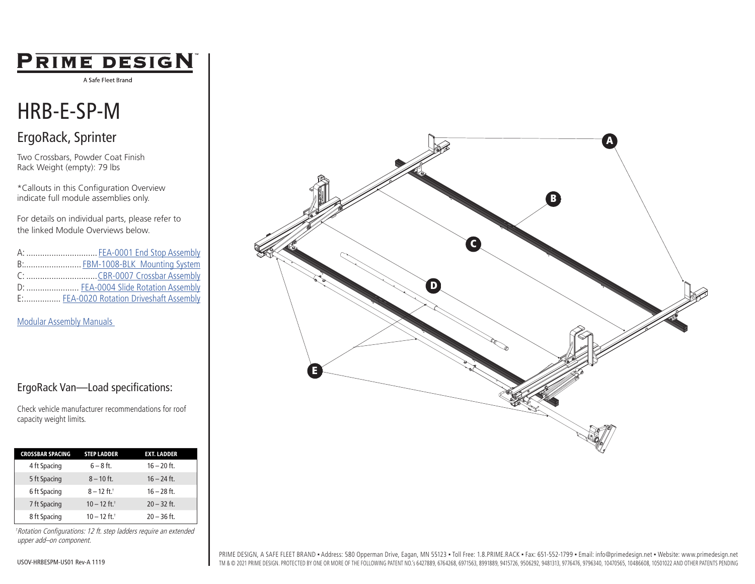# PRIME DESIGN™

A Safe Fleet Brand

# HRB-E-SP-M

## ErgoRack, Sprinter

Two Crossbars, Powder Coat Finish
Rack Weight (empty): 79 lbs

*Callouts in this Configuration Overview indicate full module assemblies only.

For details on individual parts, please refer to the linked Module Overviews below.

A: .............................. FEA-0001 End Stop Assembly
B:......................... FBM-1008-BLK Mounting System
C: ..............................CBR-0007 Crossbar Assembly
D: ...................... FEA-0004 Slide Rotation Assembly
E:................ FEA-0020 Rotation Driveshaft Assembly

Modular Assembly Manuals

## ErgoRack Van—Load specifications:

Check vehicle manufacturer recommendations for roof capacity weight limits.

| CROSSBAR SPACING | STEP LADDER | EXT. LADDER |
|---|---|---|
| 4 ft Spacing | 6 – 8 ft. | 16 – 20 ft. |
| 5 ft Spacing | 8 – 10 ft. | 16 – 24 ft. |
| 6 ft Spacing | 8 – 12 ft.† | 16 – 28 ft. |
| 7 ft Spacing | 10 – 12 ft.† | 20 – 32 ft. |
| 8 ft Spacing | 10 – 12 ft.† | 20 – 36 ft. |

*†Rotation Configurations: 12 ft. step ladders require an extended upper add–on component.*

A

B

C

D

E

USOV-HRBESPM-US01 Rev-A 1119

PRIME DESIGN, A SAFE FLEET BRAND • Address: 580 Opperman Drive, Eagan, MN 55123 • Toll Free: 1.8.PRIME.RACK • Fax: 651-552-1799 • Email: info@primedesign.net • Website: www.primedesign.net
TM & © 2021 PRIME DESIGN. PROTECTED BY ONE OR MORE OF THE FOLLOWING PATENT NO.'s 6427889, 6764268, 6971563, 8991889, 9415726, 9506292, 9481313, 9776476, 9796340, 10470565, 10486608, 10501022 AND OTHER PATENTS PENDING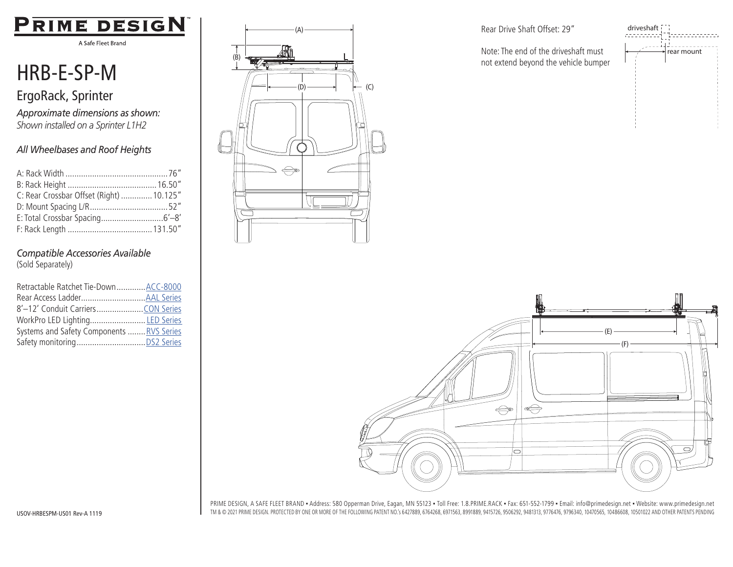# PRIME DESIGN™

A Safe Fleet Brand

# HRB-E-SP-M

## ErgoRack, Sprinter

*Approximate dimensions as shown:*
*Shown installed on a Sprinter L1H2*

### *All Wheelbases and Roof Heights*

A: Rack Width ..............................................76″
B: Rack Height ........................................16.50″
C: Rear Crossbar Offset (Right) ..............10.125″
D: Mount Spacing L/R...................................52″
E: Total Crossbar Spacing............................6′–8′
F: Rack Length ......................................131.50″

### *Compatible Accessories Available*

(Sold Separately)

Retractable Ratchet Tie-Down.............ACC-8000
Rear Access Ladder.............................AAL Series
8′–12′ Conduit Carriers.....................CON Series
WorkPro LED Lighting.........................LED Series
Systems and Safety Components ........RVS Series
Safety monitoring...............................DS2 Series

(A)
(B)
(C)
(D)

Rear Drive Shaft Offset: 29″

Note: The end of the driveshaft must not extend beyond the vehicle bumper

driveshaft
rear mount

(E)
(F)

USOV-HRBESPM-US01 Rev-A 1119

PRIME DESIGN, A SAFE FLEET BRAND ▪ Address: 580 Opperman Drive, Eagan, MN 55123 ▪ Toll Free: 1.8.PRIME.RACK ▪ Fax: 651-552-1799 ▪ Email: info@primedesign.net ▪ Website: www.primedesign.net
TM & © 2021 PRIME DESIGN. PROTECTED BY ONE OR MORE OF THE FOLLOWING PATENT NO.'s 6427889, 6764268, 6971563, 8991889, 9415726, 9506292, 9481313, 9776476, 9796340, 10470565, 10486608, 10501022 AND OTHER PATENTS PENDING